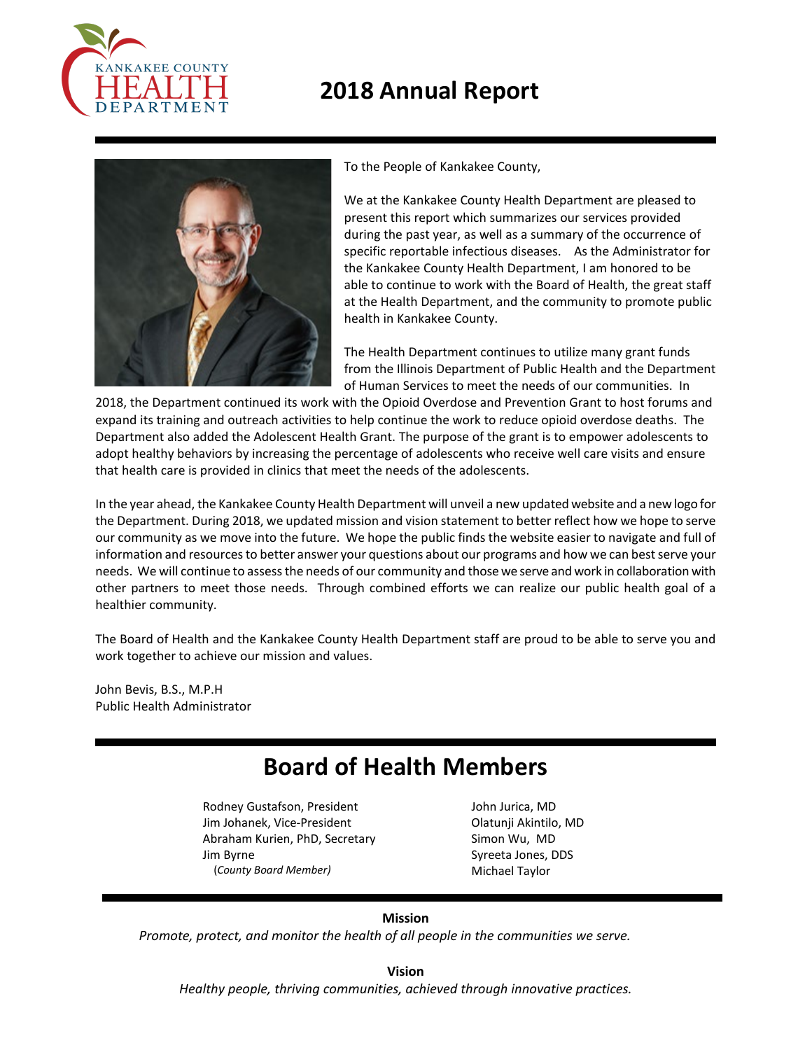KANKAKEE COUNTY HEALTH DEPARTMENT

# 2018 Annual Report

To the People of Kankakee County,

We at the Kankakee County Health Department are pleased to present this report which summarizes our services provided during the past year, as well as a summary of the occurrence of specific reportable infectious diseases. As the Administrator for the Kankakee County Health Department, I am honored to be able to continue to work with the Board of Health, the great staff at the Health Department, and the community to promote public health in Kankakee County.

The Health Department continues to utilize many grant funds from the Illinois Department of Public Health and the Department of Human Services to meet the needs of our communities. In 2018, the Department continued its work with the Opioid Overdose and Prevention Grant to host forums and expand its training and outreach activities to help continue the work to reduce opioid overdose deaths. The Department also added the Adolescent Health Grant. The purpose of the grant is to empower adolescents to adopt healthy behaviors by increasing the percentage of adolescents who receive well care visits and ensure that health care is provided in clinics that meet the needs of the adolescents.

In the year ahead, the Kankakee County Health Department will unveil a new updated website and a new logo for the Department. During 2018, we updated mission and vision statement to better reflect how we hope to serve our community as we move into the future. We hope the public finds the website easier to navigate and full of information and resources to better answer your questions about our programs and how we can best serve your needs. We will continue to assess the needs of our community and those we serve and work in collaboration with other partners to meet those needs. Through combined efforts we can realize our public health goal of a healthier community.

The Board of Health and the Kankakee County Health Department staff are proud to be able to serve you and work together to achieve our mission and values.

John Bevis, B.S., M.P.H
Public Health Administrator

# Board of Health Members

Rodney Gustafson, President
Jim Johanek, Vice-President
Abraham Kurien, PhD, Secretary
Jim Byrne
(*County Board Member)*

John Jurica, MD
Olatunji Akintilo, MD
Simon Wu, MD
Syreeta Jones, DDS
Michael Taylor

**Mission**

*Promote, protect, and monitor the health of all people in the communities we serve.*

**Vision**

*Healthy people, thriving communities, achieved through innovative practices.*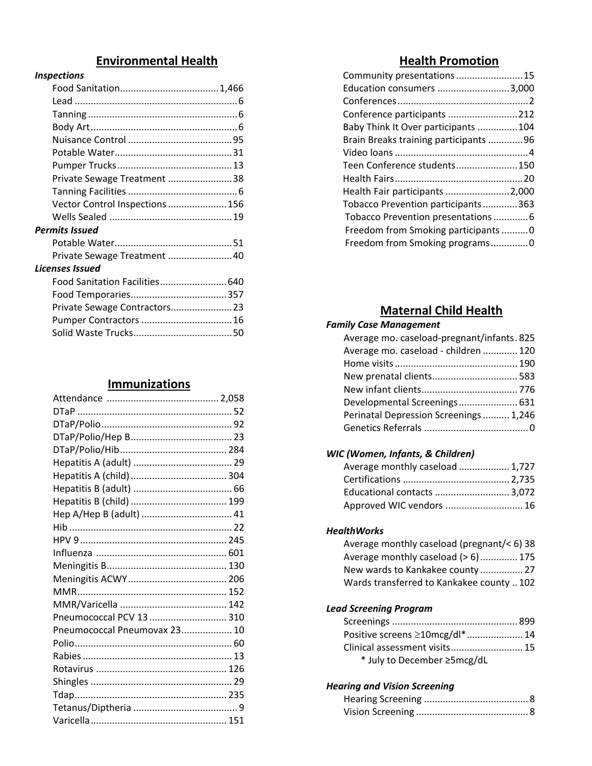## Environmental Health

***Inspections***

| | |
|---|---|
| Food Sanitation | 1,466 |
| Lead | 6 |
| Tanning | 6 |
| Body Art | 6 |
| Nuisance Control | 95 |
| Potable Water | 31 |
| Pumper Trucks | 13 |
| Private Sewage Treatment | 38 |
| Tanning Facilities | 6 |
| Vector Control Inspections | 156 |
| Wells Sealed | 19 |

***Permits Issued***

| | |
|---|---|
| Potable Water | 51 |
| Private Sewage Treatment | 40 |

***Licenses Issued***

| | |
|---|---|
| Food Sanitation Facilities | 640 |
| Food Temporaries | 357 |
| Private Sewage Contractors | 23 |
| Pumper Contractors | 16 |
| Solid Waste Trucks | 50 |

## Immunizations

| | |
|---|---|
| Attendance | 2,058 |
| DTaP | 52 |
| DTaP/Polio | 92 |
| DTaP/Polio/Hep B | 23 |
| DTaP/Polio/Hib | 284 |
| Hepatitis A (adult) | 29 |
| Hepatitis A (child) | 304 |
| Hepatitis B (adult) | 66 |
| Hepatitis B (child) | 199 |
| Hep A/Hep B (adult) | 41 |
| Hib | 22 |
| HPV 9 | 245 |
| Influenza | 601 |
| Meningitis B | 130 |
| Meningitis ACWY | 206 |
| MMR | 152 |
| MMR/Varicella | 142 |
| Pneumococcal PCV 13 | 310 |
| Pneumococcal Pneumovax 23 | 10 |
| Polio | 60 |
| Rabies | 13 |
| Rotavirus | 126 |
| Shingles | 29 |
| Tdap | 235 |
| Tetanus/Diptheria | 9 |
| Varicella | 151 |

## Health Promotion

| | |
|---|---|
| Community presentations | 15 |
| Education consumers | 3,000 |
| Conferences | 2 |
| Conference participants | 212 |
| Baby Think It Over participants | 104 |
| Brain Breaks training participants | 96 |
| Video loans | 4 |
| Teen Conference students | 150 |
| Health Fairs | 20 |
| Health Fair participants | 2,000 |
| Tobacco Prevention participants | 363 |
| Tobacco Prevention presentations | 6 |
| Freedom from Smoking participants | 0 |
| Freedom from Smoking programs | 0 |

## Maternal Child Health

***Family Case Management***

| | |
|---|---|
| Average mo. caseload-pregnant/infants | 825 |
| Average mo. caseload - children | 120 |
| Home visits | 190 |
| New prenatal clients | 583 |
| New infant clients | 776 |
| Developmental Screenings | 631 |
| Perinatal Depression Screenings | 1,246 |
| Genetics Referrals | 0 |

***WIC (Women, Infants, & Children)***

| | |
|---|---|
| Average monthly caseload | 1,727 |
| Certifications | 2,735 |
| Educational contacts | 3,072 |
| Approved WIC vendors | 16 |

***HealthWorks***

| | |
|---|---|
| Average monthly caseload (pregnant/< 6) | 38 |
| Average monthly caseload (> 6) | 175 |
| New wards to Kankakee county | 27 |
| Wards transferred to Kankakee county | 102 |

***Lead Screening Program***

| | |
|---|---|
| Screenings | 899 |
| Positive screens ≥10mcg/dl* | 14 |
| Clinical assessment visits | 15 |

\* July to December ≥5mcg/dL

***Hearing and Vision Screening***

| | |
|---|---|
| Hearing Screening | 8 |
| Vision Screening | 8 |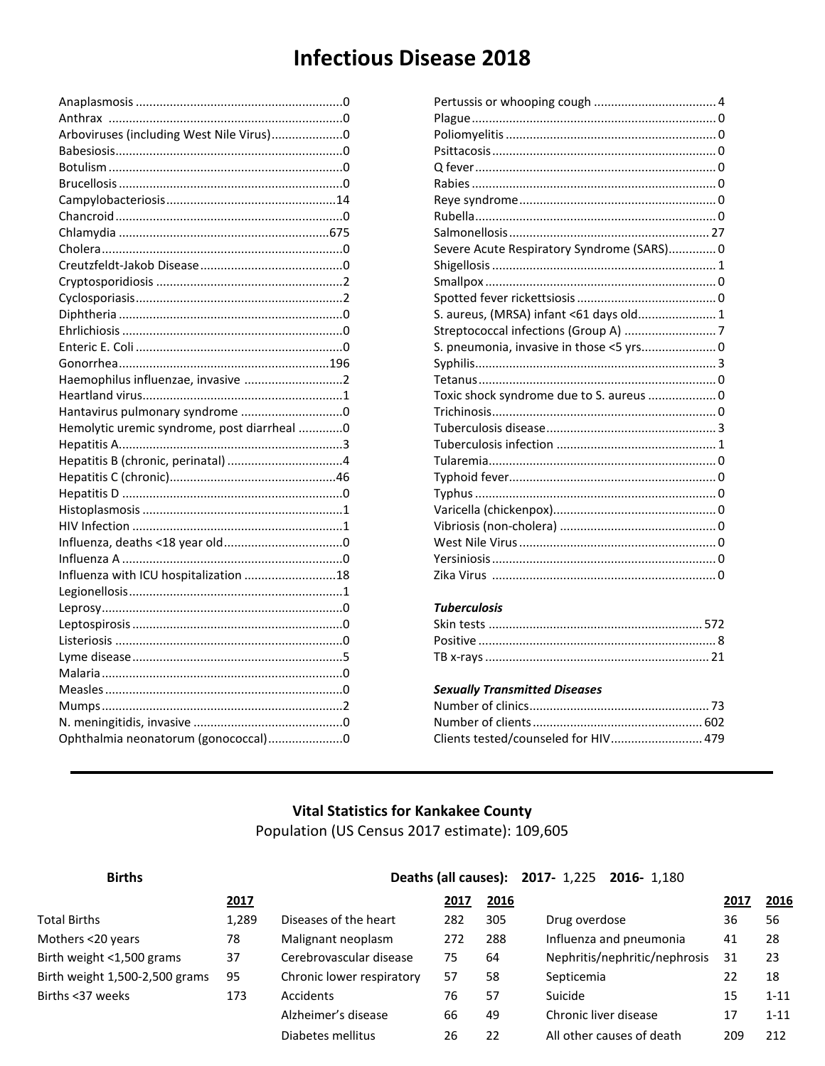# Infectious Disease 2018

| Disease | Cases |
|---|---|
| Anaplasmosis | 0 |
| Anthrax | 0 |
| Arboviruses (including West Nile Virus) | 0 |
| Babesiosis | 0 |
| Botulism | 0 |
| Brucellosis | 0 |
| Campylobacteriosis | 14 |
| Chancroid | 0 |
| Chlamydia | 675 |
| Cholera | 0 |
| Creutzfeldt-Jakob Disease | 0 |
| Cryptosporidiosis | 2 |
| Cyclosporiasis | 2 |
| Diphtheria | 0 |
| Ehrlichiosis | 0 |
| Enteric E. Coli | 0 |
| Gonorrhea | 196 |
| Haemophilus influenzae, invasive | 2 |
| Heartland virus | 1 |
| Hantavirus pulmonary syndrome | 0 |
| Hemolytic uremic syndrome, post diarrheal | 0 |
| Hepatitis A | 3 |
| Hepatitis B (chronic, perinatal) | 4 |
| Hepatitis C (chronic) | 46 |
| Hepatitis D | 0 |
| Histoplasmosis | 1 |
| HIV Infection | 1 |
| Influenza, deaths <18 year old | 0 |
| Influenza A | 0 |
| Influenza with ICU hospitalization | 18 |
| Legionellosis | 1 |
| Leprosy | 0 |
| Leptospirosis | 0 |
| Listeriosis | 0 |
| Lyme disease | 5 |
| Malaria | 0 |
| Measles | 0 |
| Mumps | 2 |
| N. meningitidis, invasive | 0 |
| Ophthalmia neonatorum (gonococcal) | 0 |
| Pertussis or whooping cough | 4 |
| Plague | 0 |
| Poliomyelitis | 0 |
| Psittacosis | 0 |
| Q fever | 0 |
| Rabies | 0 |
| Reye syndrome | 0 |
| Rubella | 0 |
| Salmonellosis | 27 |
| Severe Acute Respiratory Syndrome (SARS) | 0 |
| Shigellosis | 1 |
| Smallpox | 0 |
| Spotted fever rickettsiosis | 0 |
| S. aureus, (MRSA) infant <61 days old | 1 |
| Streptococcal infections (Group A) | 7 |
| S. pneumonia, invasive in those <5 yrs. | 0 |
| Syphilis | 3 |
| Tetanus | 0 |
| Toxic shock syndrome due to S. aureus | 0 |
| Trichinosis | 0 |
| Tuberculosis disease | 3 |
| Tuberculosis infection | 1 |
| Tularemia | 0 |
| Typhoid fever | 0 |
| Typhus | 0 |
| Varicella (chickenpox) | 0 |
| Vibriosis (non-cholera) | 0 |
| West Nile Virus | 0 |
| Yersiniosis | 0 |
| Zika Virus | 0 |

### *Tuberculosis*

| | |
|---|---|
| Skin tests | 572 |
| Positive | 8 |
| TB x-rays | 21 |

### *Sexually Transmitted Diseases*

| | |
|---|---|
| Number of clinics | 73 |
| Number of clients | 602 |
| Clients tested/counseled for HIV | 479 |

---

## Vital Statistics for Kankakee County

Population (US Census 2017 estimate): 109,605

**Births**

| | 2017 |
|---|---|
| Total Births | 1,289 |
| Mothers <20 years | 78 |
| Birth weight <1,500 grams | 37 |
| Birth weight 1,500-2,500 grams | 95 |
| Births <37 weeks | 173 |

**Deaths (all causes): 2017-** 1,225 **2016-** 1,180

| | 2017 | 2016 | | 2017 | 2016 |
|---|---|---|---|---|---|
| Diseases of the heart | 282 | 305 | Drug overdose | 36 | 56 |
| Malignant neoplasm | 272 | 288 | Influenza and pneumonia | 41 | 28 |
| Cerebrovascular disease | 75 | 64 | Nephritis/nephritic/nephrosis | 31 | 23 |
| Chronic lower respiratory | 57 | 58 | Septicemia | 22 | 18 |
| Accidents | 76 | 57 | Suicide | 15 | 1-11 |
| Alzheimer's disease | 66 | 49 | Chronic liver disease | 17 | 1-11 |
| Diabetes mellitus | 26 | 22 | All other causes of death | 209 | 212 |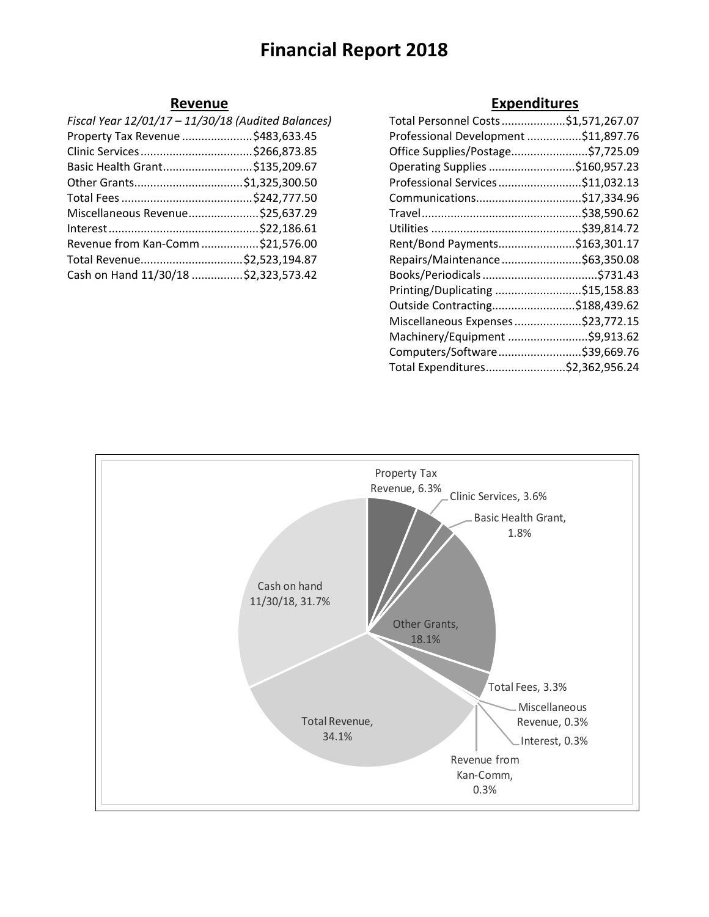# Financial Report 2018

## Revenue

*Fiscal Year 12/01/17 – 11/30/18 (Audited Balances)*

| | |
|---|---|
| Property Tax Revenue | $483,633.45 |
| Clinic Services | $266,873.85 |
| Basic Health Grant | $135,209.67 |
| Other Grants | $1,325,300.50 |
| Total Fees | $242,777.50 |
| Miscellaneous Revenue | $25,637.29 |
| Interest | $22,186.61 |
| Revenue from Kan-Comm | $21,576.00 |
| Total Revenue | $2,523,194.87 |
| Cash on Hand 11/30/18 | $2,323,573.42 |

## Expenditures

| | |
|---|---|
| Total Personnel Costs | $1,571,267.07 |
| Professional Development | $11,897.76 |
| Office Supplies/Postage | $7,725.09 |
| Operating Supplies | $160,957.23 |
| Professional Services | $11,032.13 |
| Communications | $17,334.96 |
| Travel | $38,590.62 |
| Utilities | $39,814.72 |
| Rent/Bond Payments | $163,301.17 |
| Repairs/Maintenance | $63,350.08 |
| Books/Periodicals | $731.43 |
| Printing/Duplicating | $15,158.83 |
| Outside Contracting | $188,439.62 |
| Miscellaneous Expenses | $23,772.15 |
| Machinery/Equipment | $9,913.62 |
| Computers/Software | $39,669.76 |
| Total Expenditures | $2,362,956.24 |

Property Tax Revenue, 6.3%
Clinic Services, 3.6%
Basic Health Grant, 1.8%
Other Grants, 18.1%
Total Fees, 3.3%
Miscellaneous Revenue, 0.3%
Interest, 0.3%
Revenue from Kan-Comm, 0.3%
Total Revenue, 34.1%
Cash on hand 11/30/18, 31.7%